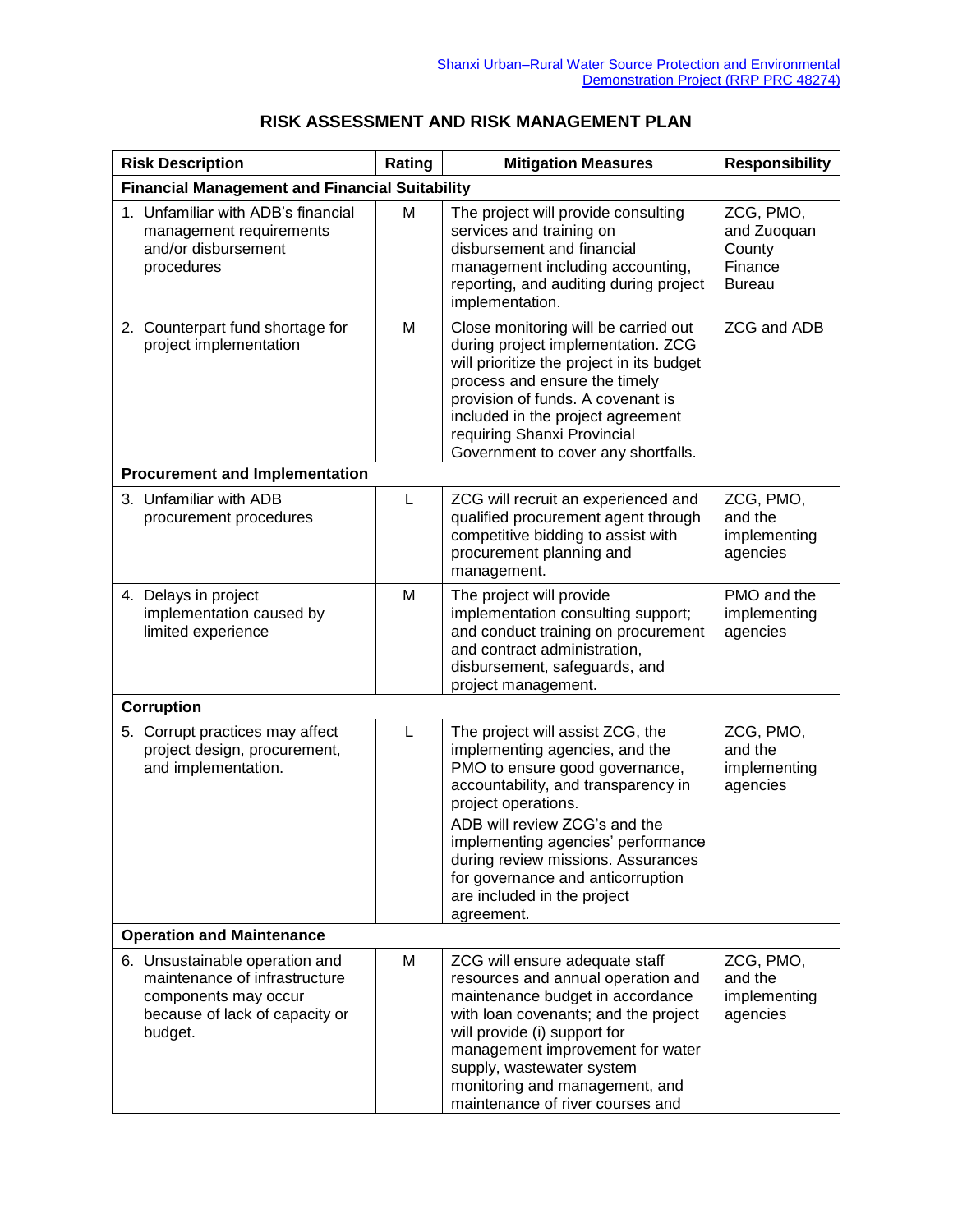# RISK ASSESSMENT AND RISK MANAGEMENT PLAN

| Risk Description | Rating | Mitigation Measures | Responsibility |
|---|---|---|---|
| **Financial Management and Financial Suitability** | | | |
| 1. Unfamiliar with ADB's financial management requirements and/or disbursement procedures | M | The project will provide consulting services and training on disbursement and financial management including accounting, reporting, and auditing during project implementation. | ZCG, PMO, and Zuoquan County Finance Bureau |
| 2. Counterpart fund shortage for project implementation | M | Close monitoring will be carried out during project implementation. ZCG will prioritize the project in its budget process and ensure the timely provision of funds. A covenant is included in the project agreement requiring Shanxi Provincial Government to cover any shortfalls. | ZCG and ADB |
| **Procurement and Implementation** | | | |
| 3. Unfamiliar with ADB procurement procedures | L | ZCG will recruit an experienced and qualified procurement agent through competitive bidding to assist with procurement planning and management. | ZCG, PMO, and the implementing agencies |
| 4. Delays in project implementation caused by limited experience | M | The project will provide implementation consulting support; and conduct training on procurement and contract administration, disbursement, safeguards, and project management. | PMO and the implementing agencies |
| **Corruption** | | | |
| 5. Corrupt practices may affect project design, procurement, and implementation. | L | The project will assist ZCG, the implementing agencies, and the PMO to ensure good governance, accountability, and transparency in project operations. ADB will review ZCG's and the implementing agencies' performance during review missions. Assurances for governance and anticorruption are included in the project agreement. | ZCG, PMO, and the implementing agencies |
| **Operation and Maintenance** | | | |
| 6. Unsustainable operation and maintenance of infrastructure components may occur because of lack of capacity or budget. | M | ZCG will ensure adequate staff resources and annual operation and maintenance budget in accordance with loan covenants; and the project will provide (i) support for management improvement for water supply, wastewater system monitoring and management, and maintenance of river courses and | ZCG, PMO, and the implementing agencies |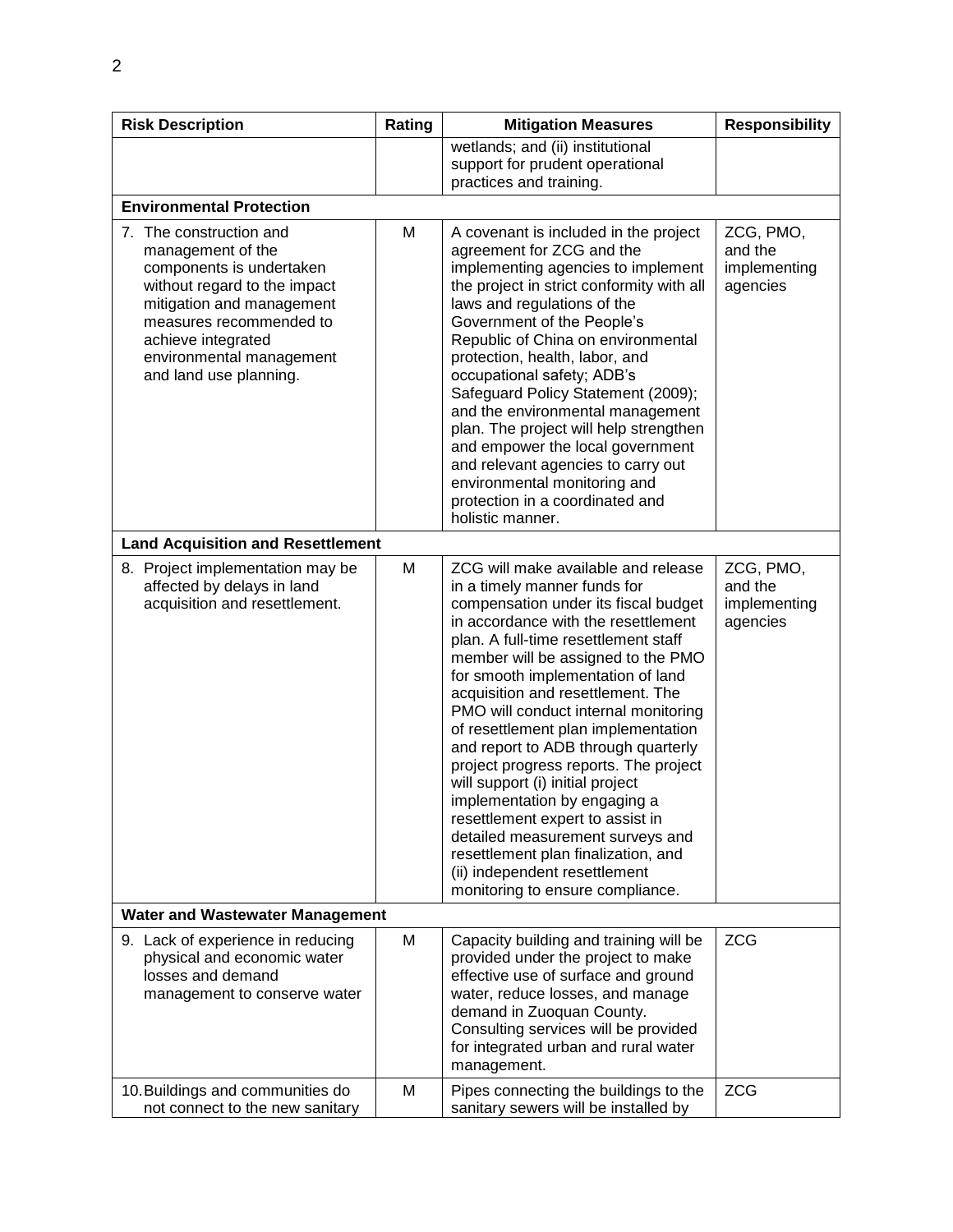| Risk Description | Rating | Mitigation Measures | Responsibility |
|---|---|---|---|
| | | wetlands; and (ii) institutional support for prudent operational practices and training. | |
| **Environmental Protection** | | | |
| 7. The construction and management of the components is undertaken without regard to the impact mitigation and management measures recommended to achieve integrated environmental management and land use planning. | M | A covenant is included in the project agreement for ZCG and the implementing agencies to implement the project in strict conformity with all laws and regulations of the Government of the People's Republic of China on environmental protection, health, labor, and occupational safety; ADB's Safeguard Policy Statement (2009); and the environmental management plan. The project will help strengthen and empower the local government and relevant agencies to carry out environmental monitoring and protection in a coordinated and holistic manner. | ZCG, PMO, and the implementing agencies |
| **Land Acquisition and Resettlement** | | | |
| 8. Project implementation may be affected by delays in land acquisition and resettlement. | M | ZCG will make available and release in a timely manner funds for compensation under its fiscal budget in accordance with the resettlement plan. A full-time resettlement staff member will be assigned to the PMO for smooth implementation of land acquisition and resettlement. The PMO will conduct internal monitoring of resettlement plan implementation and report to ADB through quarterly project progress reports. The project will support (i) initial project implementation by engaging a resettlement expert to assist in detailed measurement surveys and resettlement plan finalization, and (ii) independent resettlement monitoring to ensure compliance. | ZCG, PMO, and the implementing agencies |
| **Water and Wastewater Management** | | | |
| 9. Lack of experience in reducing physical and economic water losses and demand management to conserve water | M | Capacity building and training will be provided under the project to make effective use of surface and ground water, reduce losses, and manage demand in Zuoquan County. Consulting services will be provided for integrated urban and rural water management. | ZCG |
| 10. Buildings and communities do not connect to the new sanitary | M | Pipes connecting the buildings to the sanitary sewers will be installed by | ZCG |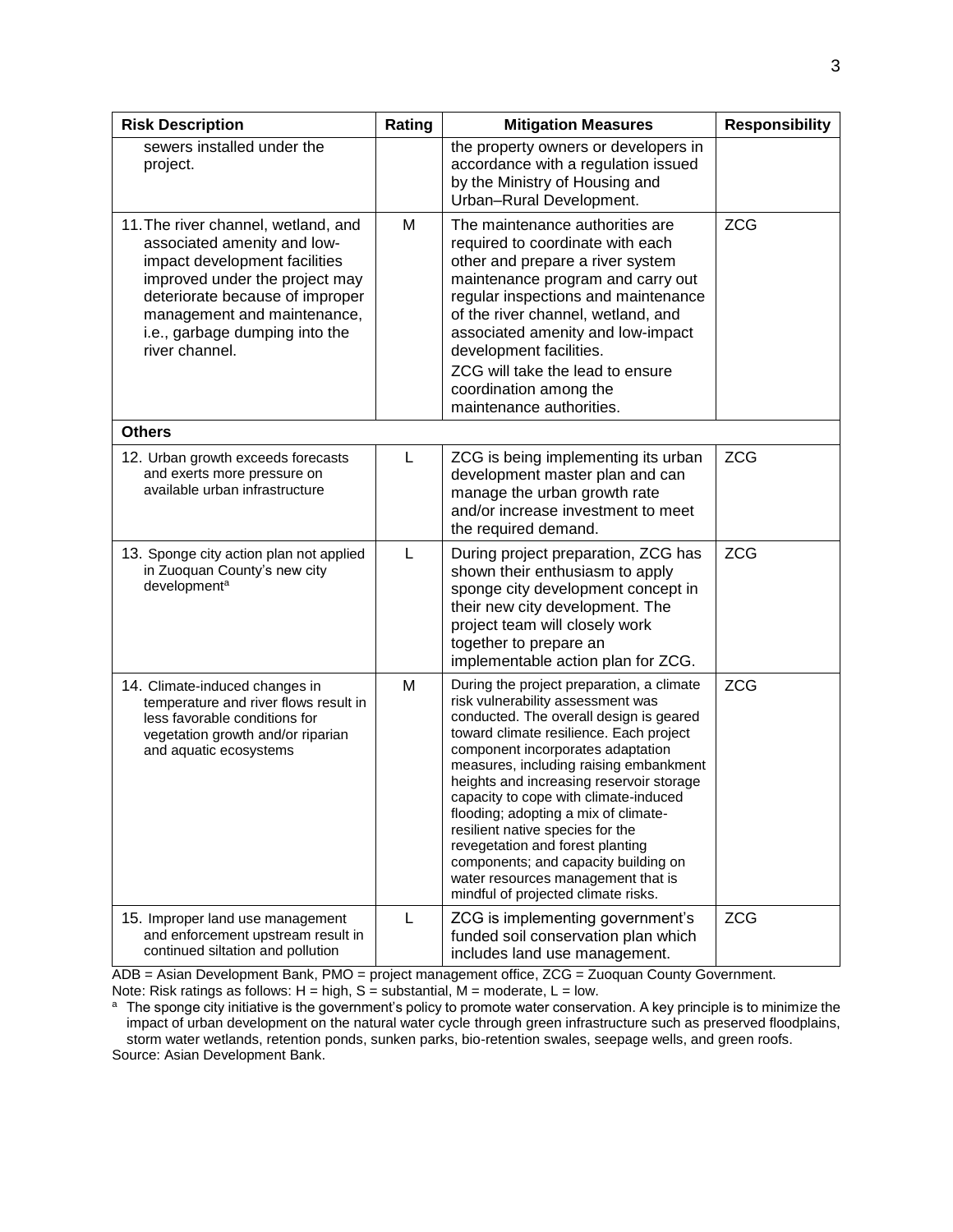| Risk Description | Rating | Mitigation Measures | Responsibility |
|---|---|---|---|
| sewers installed under the project. | | the property owners or developers in accordance with a regulation issued by the Ministry of Housing and Urban–Rural Development. | |
| 11. The river channel, wetland, and associated amenity and low-impact development facilities improved under the project may deteriorate because of improper management and maintenance, i.e., garbage dumping into the river channel. | M | The maintenance authorities are required to coordinate with each other and prepare a river system maintenance program and carry out regular inspections and maintenance of the river channel, wetland, and associated amenity and low-impact development facilities. ZCG will take the lead to ensure coordination among the maintenance authorities. | ZCG |
| **Others** | | | |
| 12. Urban growth exceeds forecasts and exerts more pressure on available urban infrastructure | L | ZCG is being implementing its urban development master plan and can manage the urban growth rate and/or increase investment to meet the required demand. | ZCG |
| 13. Sponge city action plan not applied in Zuoquan County's new city development[a] | L | During project preparation, ZCG has shown their enthusiasm to apply sponge city development concept in their new city development. The project team will closely work together to prepare an implementable action plan for ZCG. | ZCG |
| 14. Climate-induced changes in temperature and river flows result in less favorable conditions for vegetation growth and/or riparian and aquatic ecosystems | M | During the project preparation, a climate risk vulnerability assessment was conducted. The overall design is geared toward climate resilience. Each project component incorporates adaptation measures, including raising embankment heights and increasing reservoir storage capacity to cope with climate-induced flooding; adopting a mix of climate-resilient native species for the revegetation and forest planting components; and capacity building on water resources management that is mindful of projected climate risks. | ZCG |
| 15. Improper land use management and enforcement upstream result in continued siltation and pollution | L | ZCG is implementing government's funded soil conservation plan which includes land use management. | ZCG |

ADB = Asian Development Bank, PMO = project management office, ZCG = Zuoquan County Government.

Note: Risk ratings as follows: H = high, S = substantial, M = moderate, L = low.

[a] The sponge city initiative is the government's policy to promote water conservation. A key principle is to minimize the impact of urban development on the natural water cycle through green infrastructure such as preserved floodplains, storm water wetlands, retention ponds, sunken parks, bio-retention swales, seepage wells, and green roofs.

Source: Asian Development Bank.